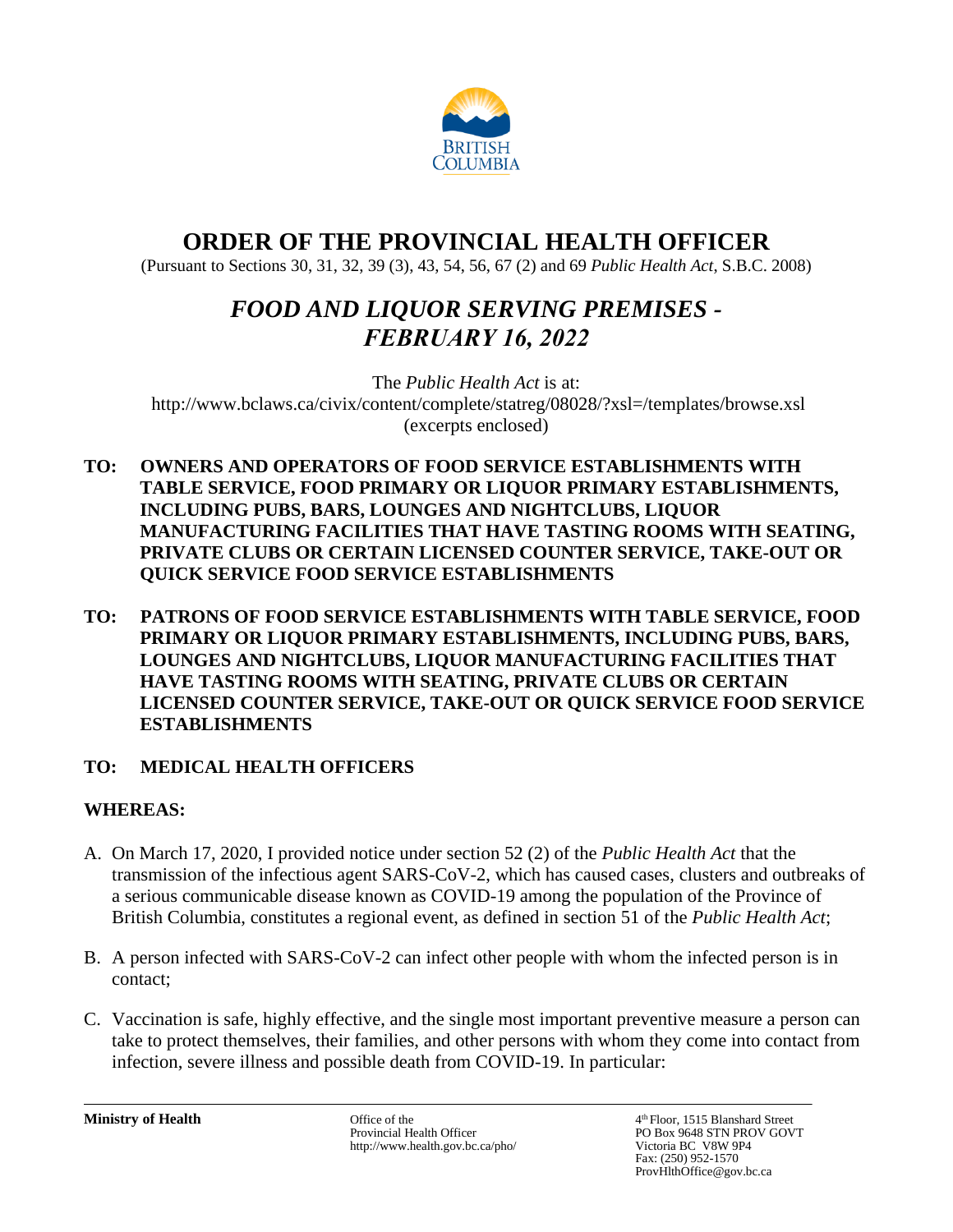# ORDER OF THE PROVINCIAL HEALTH OFFICER

(Pursuant to Sections 30, 31, 32, 39 (3), 43, 54, 56, 67 (2) and 69 *Public Health Act*, S.B.C. 2008)

## *FOOD AND LIQUOR SERVING PREMISES - FEBRUARY 16, 2022*

The *Public Health Act* is at:
http://www.bclaws.ca/civix/content/complete/statreg/08028/?xsl=/templates/browse.xsl
(excerpts enclosed)

**TO: OWNERS AND OPERATORS OF FOOD SERVICE ESTABLISHMENTS WITH TABLE SERVICE, FOOD PRIMARY OR LIQUOR PRIMARY ESTABLISHMENTS, INCLUDING PUBS, BARS, LOUNGES AND NIGHTCLUBS, LIQUOR MANUFACTURING FACILITIES THAT HAVE TASTING ROOMS WITH SEATING, PRIVATE CLUBS OR CERTAIN LICENSED COUNTER SERVICE, TAKE-OUT OR QUICK SERVICE FOOD SERVICE ESTABLISHMENTS**

**TO: PATRONS OF FOOD SERVICE ESTABLISHMENTS WITH TABLE SERVICE, FOOD PRIMARY OR LIQUOR PRIMARY ESTABLISHMENTS, INCLUDING PUBS, BARS, LOUNGES AND NIGHTCLUBS, LIQUOR MANUFACTURING FACILITIES THAT HAVE TASTING ROOMS WITH SEATING, PRIVATE CLUBS OR CERTAIN LICENSED COUNTER SERVICE, TAKE-OUT OR QUICK SERVICE FOOD SERVICE ESTABLISHMENTS**

**TO: MEDICAL HEALTH OFFICERS**

**WHEREAS:**

A. On March 17, 2020, I provided notice under section 52 (2) of the *Public Health Act* that the transmission of the infectious agent SARS-CoV-2, which has caused cases, clusters and outbreaks of a serious communicable disease known as COVID-19 among the population of the Province of British Columbia, constitutes a regional event, as defined in section 51 of the *Public Health Act*;

B. A person infected with SARS-CoV-2 can infect other people with whom the infected person is in contact;

C. Vaccination is safe, highly effective, and the single most important preventive measure a person can take to protect themselves, their families, and other persons with whom they come into contact from infection, severe illness and possible death from COVID-19. In particular: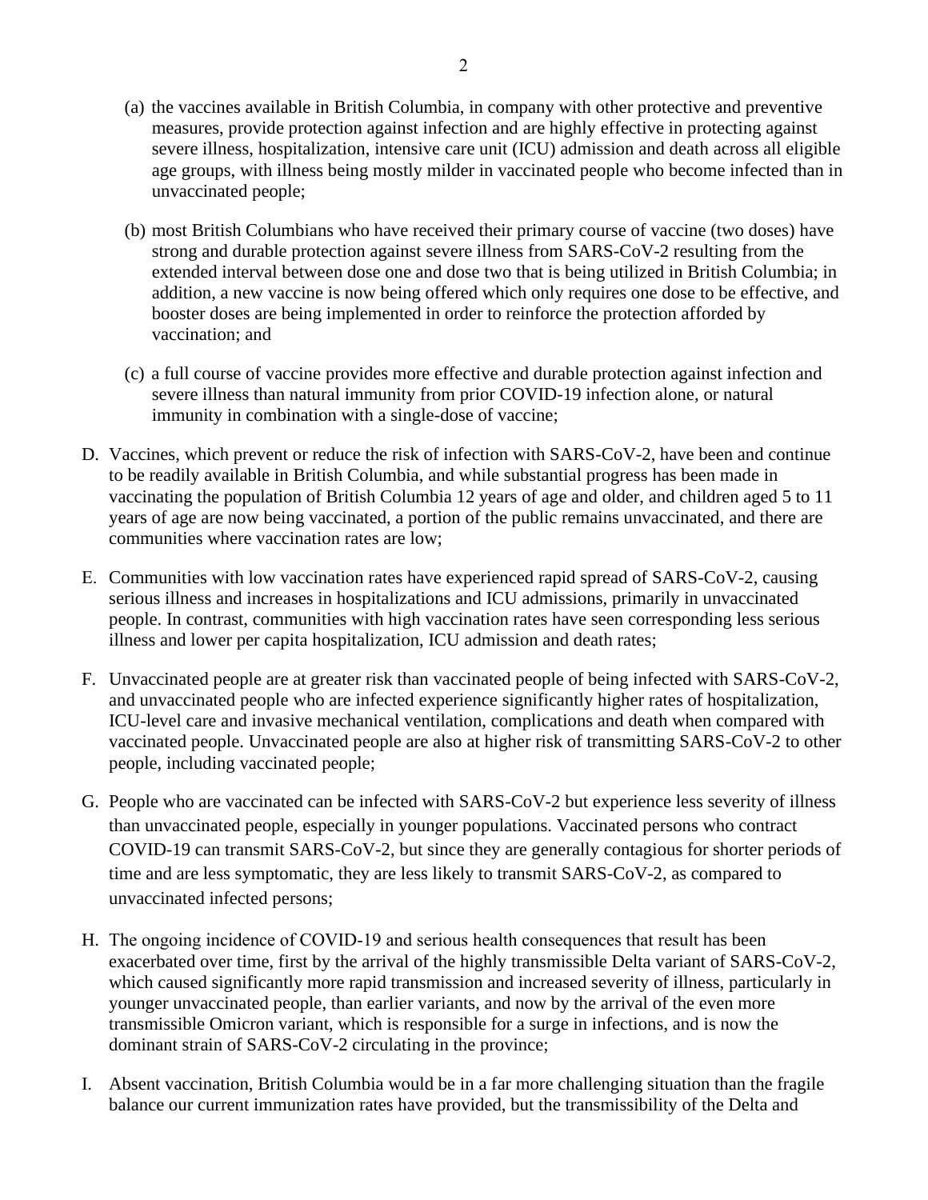(a) the vaccines available in British Columbia, in company with other protective and preventive measures, provide protection against infection and are highly effective in protecting against severe illness, hospitalization, intensive care unit (ICU) admission and death across all eligible age groups, with illness being mostly milder in vaccinated people who become infected than in unvaccinated people;

(b) most British Columbians who have received their primary course of vaccine (two doses) have strong and durable protection against severe illness from SARS-CoV-2 resulting from the extended interval between dose one and dose two that is being utilized in British Columbia; in addition, a new vaccine is now being offered which only requires one dose to be effective, and booster doses are being implemented in order to reinforce the protection afforded by vaccination; and

(c) a full course of vaccine provides more effective and durable protection against infection and severe illness than natural immunity from prior COVID-19 infection alone, or natural immunity in combination with a single-dose of vaccine;

D. Vaccines, which prevent or reduce the risk of infection with SARS-CoV-2, have been and continue to be readily available in British Columbia, and while substantial progress has been made in vaccinating the population of British Columbia 12 years of age and older, and children aged 5 to 11 years of age are now being vaccinated, a portion of the public remains unvaccinated, and there are communities where vaccination rates are low;

E. Communities with low vaccination rates have experienced rapid spread of SARS-CoV-2, causing serious illness and increases in hospitalizations and ICU admissions, primarily in unvaccinated people. In contrast, communities with high vaccination rates have seen corresponding less serious illness and lower per capita hospitalization, ICU admission and death rates;

F. Unvaccinated people are at greater risk than vaccinated people of being infected with SARS-CoV-2, and unvaccinated people who are infected experience significantly higher rates of hospitalization, ICU-level care and invasive mechanical ventilation, complications and death when compared with vaccinated people. Unvaccinated people are also at higher risk of transmitting SARS-CoV-2 to other people, including vaccinated people;

G. People who are vaccinated can be infected with SARS-CoV-2 but experience less severity of illness than unvaccinated people, especially in younger populations. Vaccinated persons who contract COVID-19 can transmit SARS-CoV-2, but since they are generally contagious for shorter periods of time and are less symptomatic, they are less likely to transmit SARS-CoV-2, as compared to unvaccinated infected persons;

H. The ongoing incidence of COVID-19 and serious health consequences that result has been exacerbated over time, first by the arrival of the highly transmissible Delta variant of SARS-CoV-2, which caused significantly more rapid transmission and increased severity of illness, particularly in younger unvaccinated people, than earlier variants, and now by the arrival of the even more transmissible Omicron variant, which is responsible for a surge in infections, and is now the dominant strain of SARS-CoV-2 circulating in the province;

I. Absent vaccination, British Columbia would be in a far more challenging situation than the fragile balance our current immunization rates have provided, but the transmissibility of the Delta and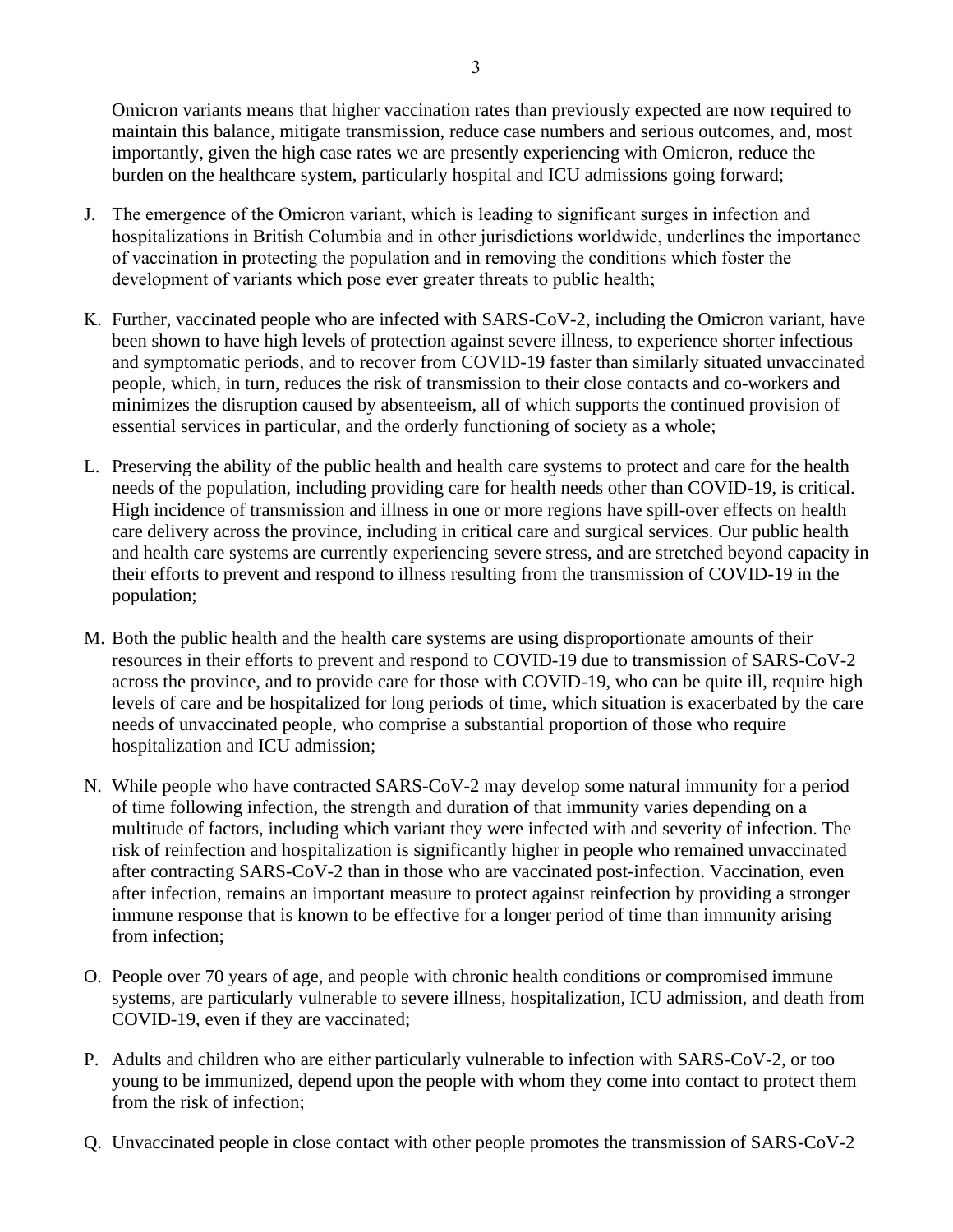Omicron variants means that higher vaccination rates than previously expected are now required to maintain this balance, mitigate transmission, reduce case numbers and serious outcomes, and, most importantly, given the high case rates we are presently experiencing with Omicron, reduce the burden on the healthcare system, particularly hospital and ICU admissions going forward;

J. The emergence of the Omicron variant, which is leading to significant surges in infection and hospitalizations in British Columbia and in other jurisdictions worldwide, underlines the importance of vaccination in protecting the population and in removing the conditions which foster the development of variants which pose ever greater threats to public health;

K. Further, vaccinated people who are infected with SARS-CoV-2, including the Omicron variant, have been shown to have high levels of protection against severe illness, to experience shorter infectious and symptomatic periods, and to recover from COVID-19 faster than similarly situated unvaccinated people, which, in turn, reduces the risk of transmission to their close contacts and co-workers and minimizes the disruption caused by absenteeism, all of which supports the continued provision of essential services in particular, and the orderly functioning of society as a whole;

L. Preserving the ability of the public health and health care systems to protect and care for the health needs of the population, including providing care for health needs other than COVID-19, is critical. High incidence of transmission and illness in one or more regions have spill-over effects on health care delivery across the province, including in critical care and surgical services. Our public health and health care systems are currently experiencing severe stress, and are stretched beyond capacity in their efforts to prevent and respond to illness resulting from the transmission of COVID-19 in the population;

M. Both the public health and the health care systems are using disproportionate amounts of their resources in their efforts to prevent and respond to COVID-19 due to transmission of SARS-CoV-2 across the province, and to provide care for those with COVID-19, who can be quite ill, require high levels of care and be hospitalized for long periods of time, which situation is exacerbated by the care needs of unvaccinated people, who comprise a substantial proportion of those who require hospitalization and ICU admission;

N. While people who have contracted SARS-CoV-2 may develop some natural immunity for a period of time following infection, the strength and duration of that immunity varies depending on a multitude of factors, including which variant they were infected with and severity of infection. The risk of reinfection and hospitalization is significantly higher in people who remained unvaccinated after contracting SARS-CoV-2 than in those who are vaccinated post-infection. Vaccination, even after infection, remains an important measure to protect against reinfection by providing a stronger immune response that is known to be effective for a longer period of time than immunity arising from infection;

O. People over 70 years of age, and people with chronic health conditions or compromised immune systems, are particularly vulnerable to severe illness, hospitalization, ICU admission, and death from COVID-19, even if they are vaccinated;

P. Adults and children who are either particularly vulnerable to infection with SARS-CoV-2, or too young to be immunized, depend upon the people with whom they come into contact to protect them from the risk of infection;

Q. Unvaccinated people in close contact with other people promotes the transmission of SARS-CoV-2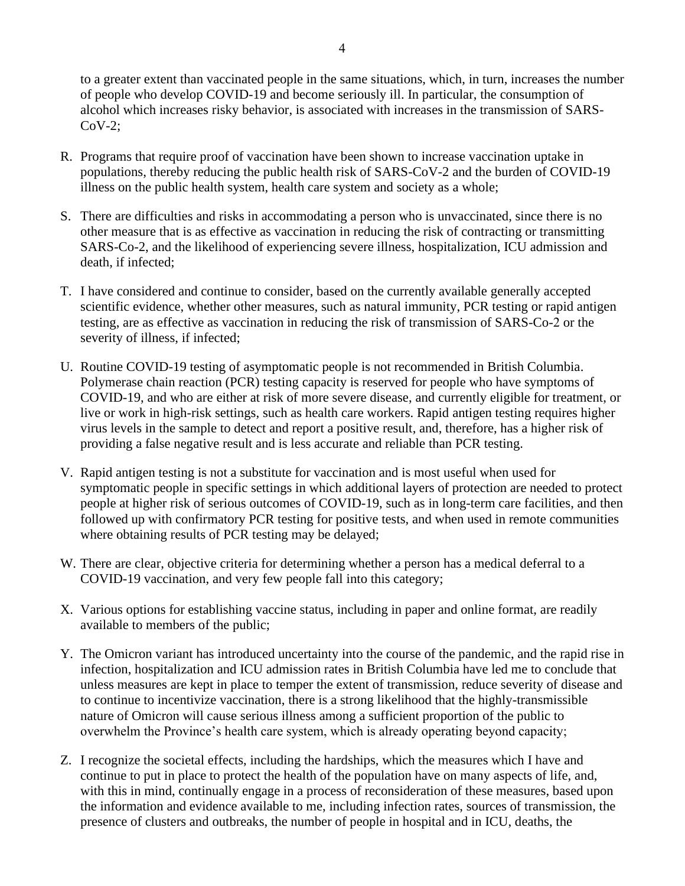to a greater extent than vaccinated people in the same situations, which, in turn, increases the number of people who develop COVID-19 and become seriously ill. In particular, the consumption of alcohol which increases risky behavior, is associated with increases in the transmission of SARS-CoV-2;

R. Programs that require proof of vaccination have been shown to increase vaccination uptake in populations, thereby reducing the public health risk of SARS-CoV-2 and the burden of COVID-19 illness on the public health system, health care system and society as a whole;

S. There are difficulties and risks in accommodating a person who is unvaccinated, since there is no other measure that is as effective as vaccination in reducing the risk of contracting or transmitting SARS-Co-2, and the likelihood of experiencing severe illness, hospitalization, ICU admission and death, if infected;

T. I have considered and continue to consider, based on the currently available generally accepted scientific evidence, whether other measures, such as natural immunity, PCR testing or rapid antigen testing, are as effective as vaccination in reducing the risk of transmission of SARS-Co-2 or the severity of illness, if infected;

U. Routine COVID-19 testing of asymptomatic people is not recommended in British Columbia. Polymerase chain reaction (PCR) testing capacity is reserved for people who have symptoms of COVID-19, and who are either at risk of more severe disease, and currently eligible for treatment, or live or work in high-risk settings, such as health care workers. Rapid antigen testing requires higher virus levels in the sample to detect and report a positive result, and, therefore, has a higher risk of providing a false negative result and is less accurate and reliable than PCR testing.

V. Rapid antigen testing is not a substitute for vaccination and is most useful when used for symptomatic people in specific settings in which additional layers of protection are needed to protect people at higher risk of serious outcomes of COVID-19, such as in long-term care facilities, and then followed up with confirmatory PCR testing for positive tests, and when used in remote communities where obtaining results of PCR testing may be delayed;

W. There are clear, objective criteria for determining whether a person has a medical deferral to a COVID-19 vaccination, and very few people fall into this category;

X. Various options for establishing vaccine status, including in paper and online format, are readily available to members of the public;

Y. The Omicron variant has introduced uncertainty into the course of the pandemic, and the rapid rise in infection, hospitalization and ICU admission rates in British Columbia have led me to conclude that unless measures are kept in place to temper the extent of transmission, reduce severity of disease and to continue to incentivize vaccination, there is a strong likelihood that the highly-transmissible nature of Omicron will cause serious illness among a sufficient proportion of the public to overwhelm the Province's health care system, which is already operating beyond capacity;

Z. I recognize the societal effects, including the hardships, which the measures which I have and continue to put in place to protect the health of the population have on many aspects of life, and, with this in mind, continually engage in a process of reconsideration of these measures, based upon the information and evidence available to me, including infection rates, sources of transmission, the presence of clusters and outbreaks, the number of people in hospital and in ICU, deaths, the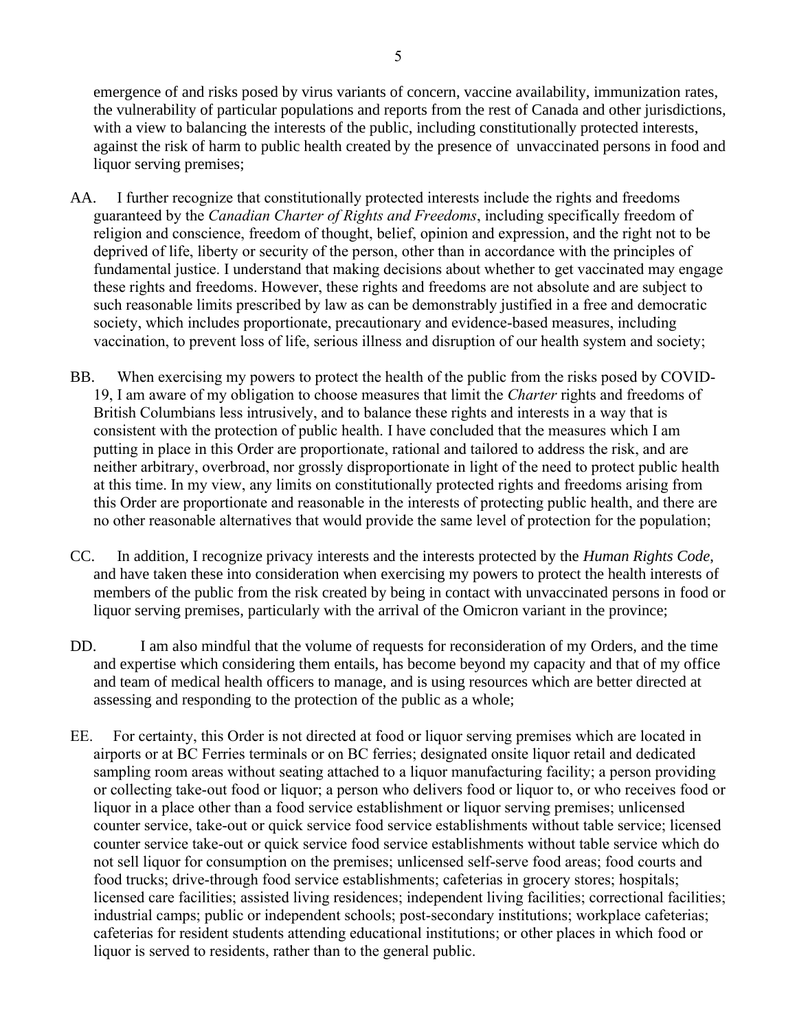emergence of and risks posed by virus variants of concern, vaccine availability, immunization rates, the vulnerability of particular populations and reports from the rest of Canada and other jurisdictions, with a view to balancing the interests of the public, including constitutionally protected interests, against the risk of harm to public health created by the presence of unvaccinated persons in food and liquor serving premises;

AA. I further recognize that constitutionally protected interests include the rights and freedoms guaranteed by the *Canadian Charter of Rights and Freedoms*, including specifically freedom of religion and conscience, freedom of thought, belief, opinion and expression, and the right not to be deprived of life, liberty or security of the person, other than in accordance with the principles of fundamental justice. I understand that making decisions about whether to get vaccinated may engage these rights and freedoms. However, these rights and freedoms are not absolute and are subject to such reasonable limits prescribed by law as can be demonstrably justified in a free and democratic society, which includes proportionate, precautionary and evidence-based measures, including vaccination, to prevent loss of life, serious illness and disruption of our health system and society;

BB. When exercising my powers to protect the health of the public from the risks posed by COVID-19, I am aware of my obligation to choose measures that limit the *Charter* rights and freedoms of British Columbians less intrusively, and to balance these rights and interests in a way that is consistent with the protection of public health. I have concluded that the measures which I am putting in place in this Order are proportionate, rational and tailored to address the risk, and are neither arbitrary, overbroad, nor grossly disproportionate in light of the need to protect public health at this time. In my view, any limits on constitutionally protected rights and freedoms arising from this Order are proportionate and reasonable in the interests of protecting public health, and there are no other reasonable alternatives that would provide the same level of protection for the population;

CC. In addition, I recognize privacy interests and the interests protected by the *Human Rights Code*, and have taken these into consideration when exercising my powers to protect the health interests of members of the public from the risk created by being in contact with unvaccinated persons in food or liquor serving premises, particularly with the arrival of the Omicron variant in the province;

DD. I am also mindful that the volume of requests for reconsideration of my Orders, and the time and expertise which considering them entails, has become beyond my capacity and that of my office and team of medical health officers to manage, and is using resources which are better directed at assessing and responding to the protection of the public as a whole;

EE. For certainty, this Order is not directed at food or liquor serving premises which are located in airports or at BC Ferries terminals or on BC ferries; designated onsite liquor retail and dedicated sampling room areas without seating attached to a liquor manufacturing facility; a person providing or collecting take-out food or liquor; a person who delivers food or liquor to, or who receives food or liquor in a place other than a food service establishment or liquor serving premises; unlicensed counter service, take-out or quick service food service establishments without table service; licensed counter service take-out or quick service food service establishments without table service which do not sell liquor for consumption on the premises; unlicensed self-serve food areas; food courts and food trucks; drive-through food service establishments; cafeterias in grocery stores; hospitals; licensed care facilities; assisted living residences; independent living facilities; correctional facilities; industrial camps; public or independent schools; post-secondary institutions; workplace cafeterias; cafeterias for resident students attending educational institutions; or other places in which food or liquor is served to residents, rather than to the general public.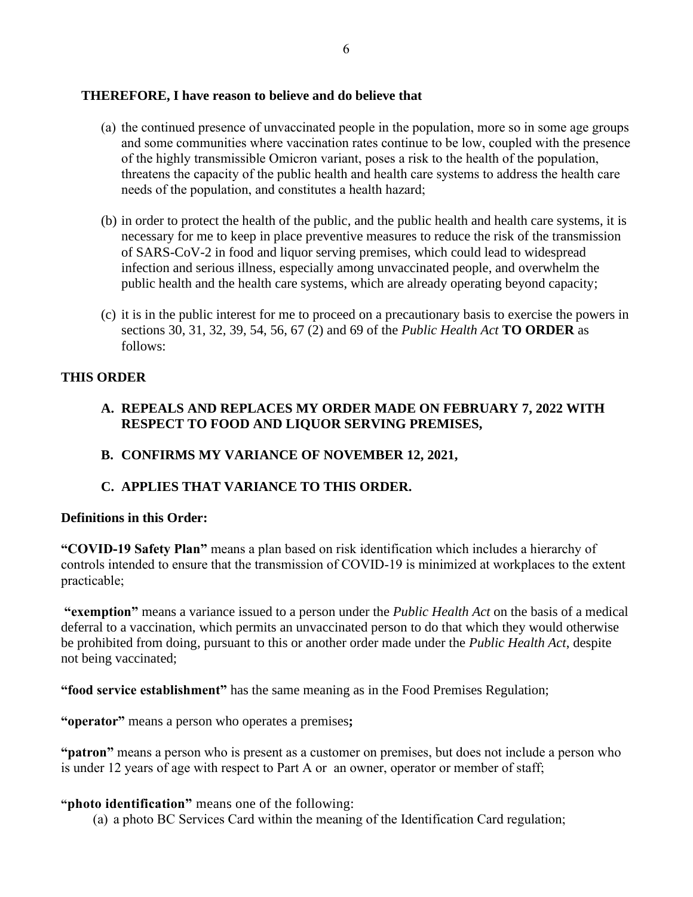**THEREFORE, I have reason to believe and do believe that**

(a) the continued presence of unvaccinated people in the population, more so in some age groups and some communities where vaccination rates continue to be low, coupled with the presence of the highly transmissible Omicron variant, poses a risk to the health of the population, threatens the capacity of the public health and health care systems to address the health care needs of the population, and constitutes a health hazard;

(b) in order to protect the health of the public, and the public health and health care systems, it is necessary for me to keep in place preventive measures to reduce the risk of the transmission of SARS-CoV-2 in food and liquor serving premises, which could lead to widespread infection and serious illness, especially among unvaccinated people, and overwhelm the public health and the health care systems, which are already operating beyond capacity;

(c) it is in the public interest for me to proceed on a precautionary basis to exercise the powers in sections 30, 31, 32, 39, 54, 56, 67 (2) and 69 of the *Public Health Act* **TO ORDER** as follows:

**THIS ORDER**

**A. REPEALS AND REPLACES MY ORDER MADE ON FEBRUARY 7, 2022 WITH RESPECT TO FOOD AND LIQUOR SERVING PREMISES,**

**B. CONFIRMS MY VARIANCE OF NOVEMBER 12, 2021,**

**C. APPLIES THAT VARIANCE TO THIS ORDER.**

**Definitions in this Order:**

**"COVID-19 Safety Plan"** means a plan based on risk identification which includes a hierarchy of controls intended to ensure that the transmission of COVID-19 is minimized at workplaces to the extent practicable;

**"exemption"** means a variance issued to a person under the *Public Health Act* on the basis of a medical deferral to a vaccination, which permits an unvaccinated person to do that which they would otherwise be prohibited from doing, pursuant to this or another order made under the *Public Health Act*, despite not being vaccinated;

**"food service establishment"** has the same meaning as in the Food Premises Regulation;

**"operator"** means a person who operates a premises**;**

**"patron"** means a person who is present as a customer on premises, but does not include a person who is under 12 years of age with respect to Part A or an owner, operator or member of staff;

**"photo identification"** means one of the following:

(a) a photo BC Services Card within the meaning of the Identification Card regulation;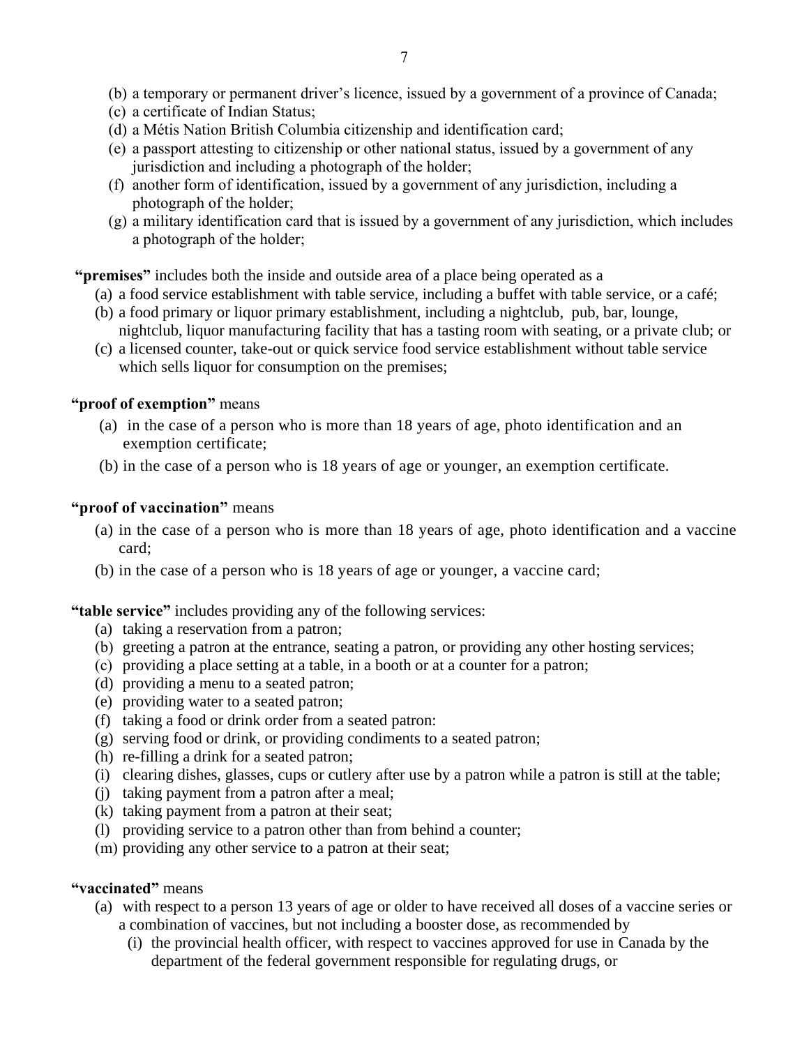(b) a temporary or permanent driver's licence, issued by a government of a province of Canada;
(c) a certificate of Indian Status;
(d) a Métis Nation British Columbia citizenship and identification card;
(e) a passport attesting to citizenship or other national status, issued by a government of any jurisdiction and including a photograph of the holder;
(f) another form of identification, issued by a government of any jurisdiction, including a photograph of the holder;
(g) a military identification card that is issued by a government of any jurisdiction, which includes a photograph of the holder;

**"premises"** includes both the inside and outside area of a place being operated as a

(a) a food service establishment with table service, including a buffet with table service, or a café;
(b) a food primary or liquor primary establishment, including a nightclub, pub, bar, lounge, nightclub, liquor manufacturing facility that has a tasting room with seating, or a private club; or
(c) a licensed counter, take-out or quick service food service establishment without table service which sells liquor for consumption on the premises;

**"proof of exemption"** means

(a) in the case of a person who is more than 18 years of age, photo identification and an exemption certificate;
(b) in the case of a person who is 18 years of age or younger, an exemption certificate.

**"proof of vaccination"** means

(a) in the case of a person who is more than 18 years of age, photo identification and a vaccine card;
(b) in the case of a person who is 18 years of age or younger, a vaccine card;

**"table service"** includes providing any of the following services:

(a) taking a reservation from a patron;
(b) greeting a patron at the entrance, seating a patron, or providing any other hosting services;
(c) providing a place setting at a table, in a booth or at a counter for a patron;
(d) providing a menu to a seated patron;
(e) providing water to a seated patron;
(f) taking a food or drink order from a seated patron:
(g) serving food or drink, or providing condiments to a seated patron;
(h) re-filling a drink for a seated patron;
(i) clearing dishes, glasses, cups or cutlery after use by a patron while a patron is still at the table;
(j) taking payment from a patron after a meal;
(k) taking payment from a patron at their seat;
(l) providing service to a patron other than from behind a counter;
(m) providing any other service to a patron at their seat;

**"vaccinated"** means

(a) with respect to a person 13 years of age or older to have received all doses of a vaccine series or a combination of vaccines, but not including a booster dose, as recommended by
    (i) the provincial health officer, with respect to vaccines approved for use in Canada by the department of the federal government responsible for regulating drugs, or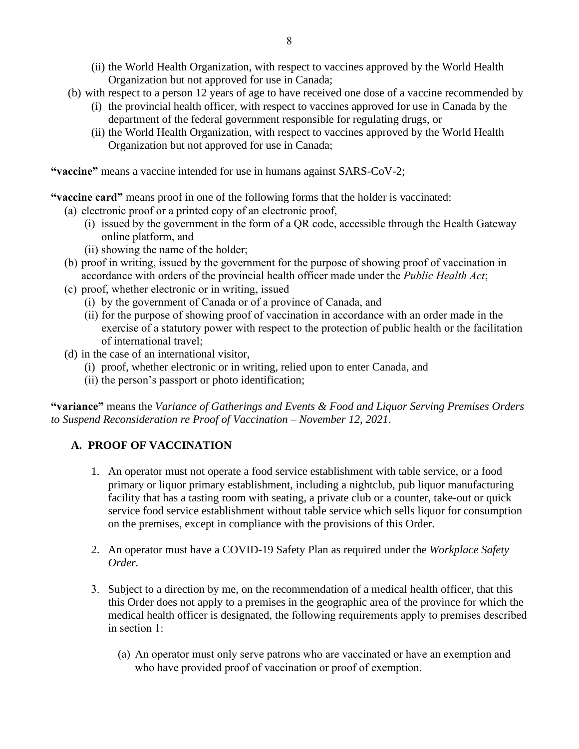(ii) the World Health Organization, with respect to vaccines approved by the World Health Organization but not approved for use in Canada;

(b) with respect to a person 12 years of age to have received one dose of a vaccine recommended by

  (i) the provincial health officer, with respect to vaccines approved for use in Canada by the department of the federal government responsible for regulating drugs, or

  (ii) the World Health Organization, with respect to vaccines approved by the World Health Organization but not approved for use in Canada;

**"vaccine"** means a vaccine intended for use in humans against SARS-CoV-2;

**"vaccine card"** means proof in one of the following forms that the holder is vaccinated:

(a) electronic proof or a printed copy of an electronic proof,

  (i) issued by the government in the form of a QR code, accessible through the Health Gateway online platform, and

  (ii) showing the name of the holder;

(b) proof in writing, issued by the government for the purpose of showing proof of vaccination in accordance with orders of the provincial health officer made under the *Public Health Act*;

(c) proof, whether electronic or in writing, issued

  (i) by the government of Canada or of a province of Canada, and

  (ii) for the purpose of showing proof of vaccination in accordance with an order made in the exercise of a statutory power with respect to the protection of public health or the facilitation of international travel;

(d) in the case of an international visitor,

  (i) proof, whether electronic or in writing, relied upon to enter Canada, and

  (ii) the person's passport or photo identification;

**"variance"** means the *Variance of Gatherings and Events & Food and Liquor Serving Premises Orders to Suspend Reconsideration re Proof of Vaccination – November 12, 2021*.

## A. PROOF OF VACCINATION

1. An operator must not operate a food service establishment with table service, or a food primary or liquor primary establishment, including a nightclub, pub liquor manufacturing facility that has a tasting room with seating, a private club or a counter, take-out or quick service food service establishment without table service which sells liquor for consumption on the premises, except in compliance with the provisions of this Order.

2. An operator must have a COVID-19 Safety Plan as required under the *Workplace Safety Order.*

3. Subject to a direction by me, on the recommendation of a medical health officer, that this this Order does not apply to a premises in the geographic area of the province for which the medical health officer is designated, the following requirements apply to premises described in section 1:

   (a) An operator must only serve patrons who are vaccinated or have an exemption and who have provided proof of vaccination or proof of exemption.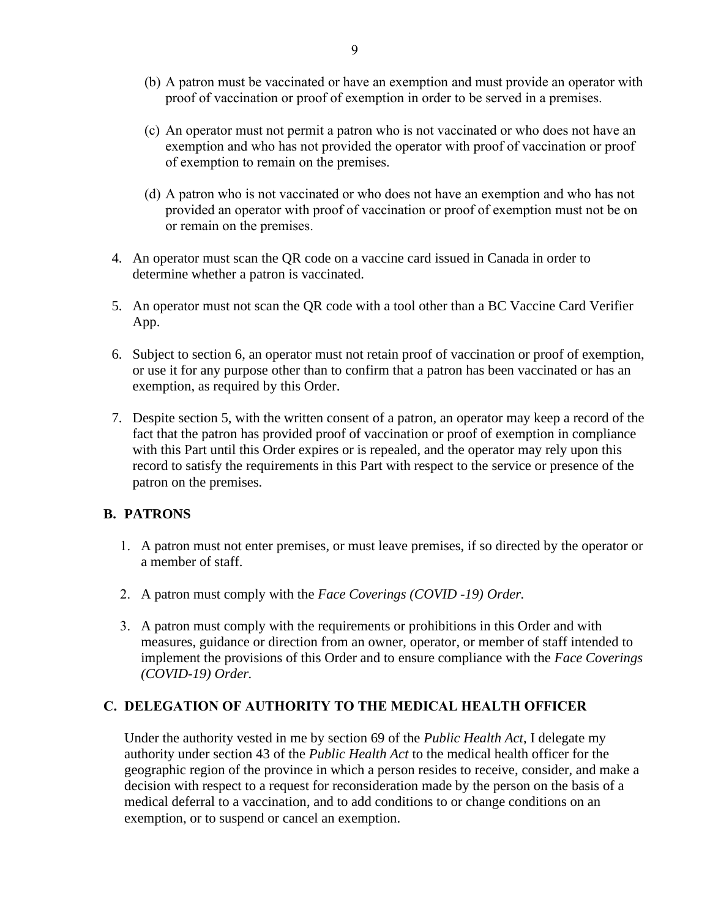(b) A patron must be vaccinated or have an exemption and must provide an operator with proof of vaccination or proof of exemption in order to be served in a premises.

(c) An operator must not permit a patron who is not vaccinated or who does not have an exemption and who has not provided the operator with proof of vaccination or proof of exemption to remain on the premises.

(d) A patron who is not vaccinated or who does not have an exemption and who has not provided an operator with proof of vaccination or proof of exemption must not be on or remain on the premises.

4. An operator must scan the QR code on a vaccine card issued in Canada in order to determine whether a patron is vaccinated.

5. An operator must not scan the QR code with a tool other than a BC Vaccine Card Verifier App.

6. Subject to section 6, an operator must not retain proof of vaccination or proof of exemption, or use it for any purpose other than to confirm that a patron has been vaccinated or has an exemption, as required by this Order.

7. Despite section 5, with the written consent of a patron, an operator may keep a record of the fact that the patron has provided proof of vaccination or proof of exemption in compliance with this Part until this Order expires or is repealed, and the operator may rely upon this record to satisfy the requirements in this Part with respect to the service or presence of the patron on the premises.

## B. PATRONS

1. A patron must not enter premises, or must leave premises, if so directed by the operator or a member of staff.

2. A patron must comply with the *Face Coverings (COVID -19) Order.*

3. A patron must comply with the requirements or prohibitions in this Order and with measures, guidance or direction from an owner, operator, or member of staff intended to implement the provisions of this Order and to ensure compliance with the *Face Coverings (COVID-19) Order.*

## C. DELEGATION OF AUTHORITY TO THE MEDICAL HEALTH OFFICER

Under the authority vested in me by section 69 of the *Public Health Act*, I delegate my authority under section 43 of the *Public Health Act* to the medical health officer for the geographic region of the province in which a person resides to receive, consider, and make a decision with respect to a request for reconsideration made by the person on the basis of a medical deferral to a vaccination, and to add conditions to or change conditions on an exemption, or to suspend or cancel an exemption.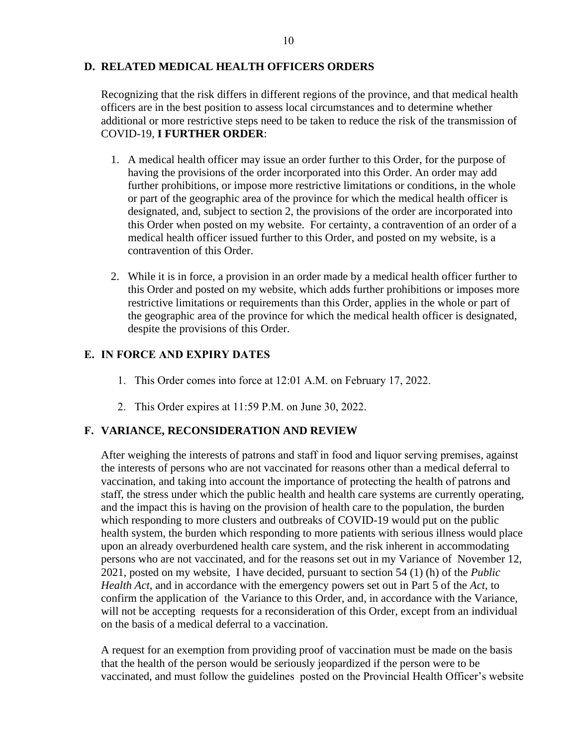## D. RELATED MEDICAL HEALTH OFFICERS ORDERS

Recognizing that the risk differs in different regions of the province, and that medical health officers are in the best position to assess local circumstances and to determine whether additional or more restrictive steps need to be taken to reduce the risk of the transmission of COVID-19, **I FURTHER ORDER**:

1. A medical health officer may issue an order further to this Order, for the purpose of having the provisions of the order incorporated into this Order. An order may add further prohibitions, or impose more restrictive limitations or conditions, in the whole or part of the geographic area of the province for which the medical health officer is designated, and, subject to section 2, the provisions of the order are incorporated into this Order when posted on my website. For certainty, a contravention of an order of a medical health officer issued further to this Order, and posted on my website, is a contravention of this Order.

2. While it is in force, a provision in an order made by a medical health officer further to this Order and posted on my website, which adds further prohibitions or imposes more restrictive limitations or requirements than this Order, applies in the whole or part of the geographic area of the province for which the medical health officer is designated, despite the provisions of this Order.

## E. IN FORCE AND EXPIRY DATES

1. This Order comes into force at 12:01 A.M. on February 17, 2022.

2. This Order expires at 11:59 P.M. on June 30, 2022.

## F. VARIANCE, RECONSIDERATION AND REVIEW

After weighing the interests of patrons and staff in food and liquor serving premises, against the interests of persons who are not vaccinated for reasons other than a medical deferral to vaccination, and taking into account the importance of protecting the health of patrons and staff, the stress under which the public health and health care systems are currently operating, and the impact this is having on the provision of health care to the population, the burden which responding to more clusters and outbreaks of COVID-19 would put on the public health system, the burden which responding to more patients with serious illness would place upon an already overburdened health care system, and the risk inherent in accommodating persons who are not vaccinated, and for the reasons set out in my Variance of November 12, 2021, posted on my website, I have decided, pursuant to section 54 (1) (h) of the *Public Health Act*, and in accordance with the emergency powers set out in Part 5 of the *Act*, to confirm the application of the Variance to this Order, and, in accordance with the Variance, will not be accepting requests for a reconsideration of this Order, except from an individual on the basis of a medical deferral to a vaccination.

A request for an exemption from providing proof of vaccination must be made on the basis that the health of the person would be seriously jeopardized if the person were to be vaccinated, and must follow the guidelines posted on the Provincial Health Officer's website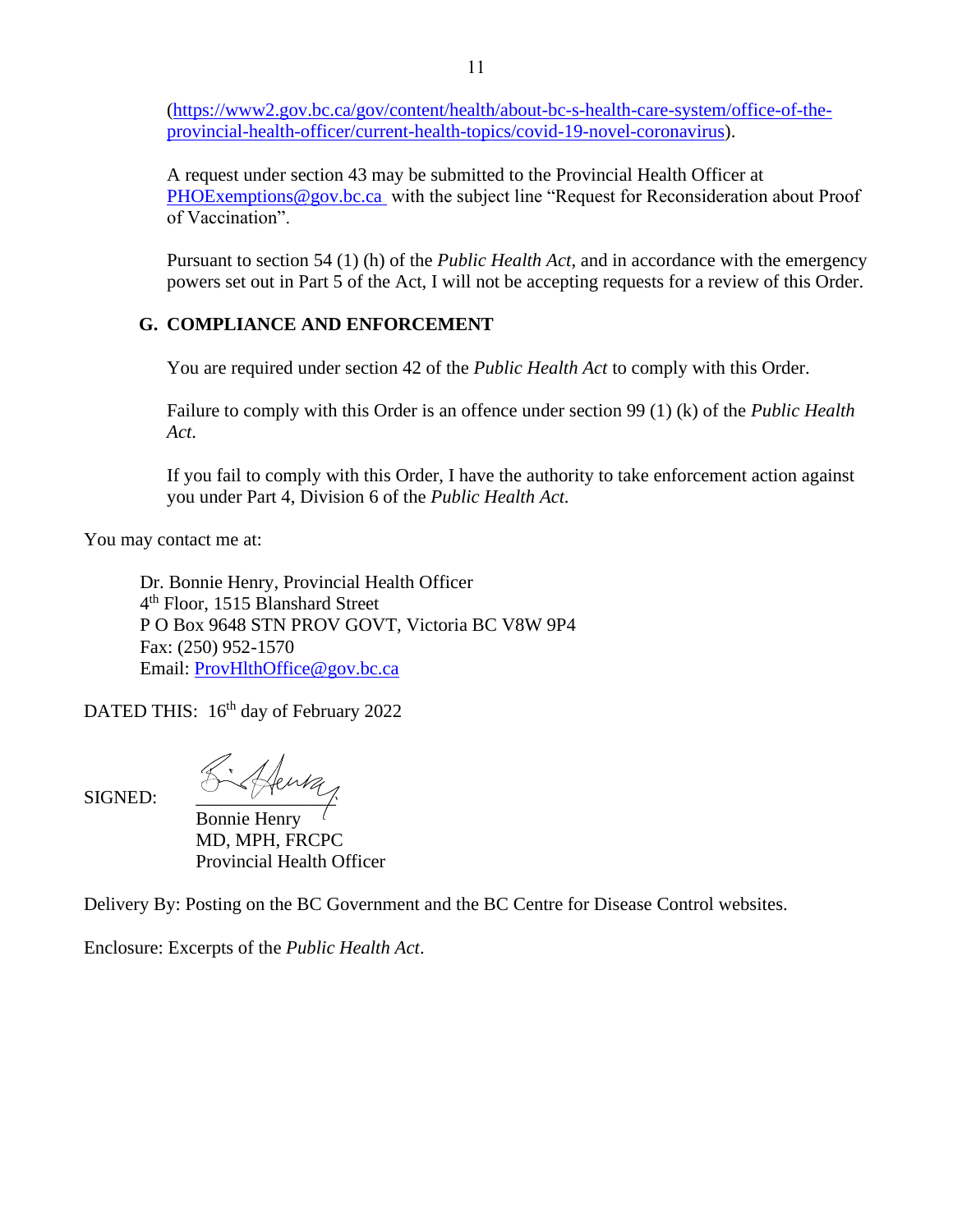(https://www2.gov.bc.ca/gov/content/health/about-bc-s-health-care-system/office-of-the-provincial-health-officer/current-health-topics/covid-19-novel-coronavirus).

A request under section 43 may be submitted to the Provincial Health Officer at PHOExemptions@gov.bc.ca with the subject line "Request for Reconsideration about Proof of Vaccination".

Pursuant to section 54 (1) (h) of the *Public Health Act*, and in accordance with the emergency powers set out in Part 5 of the Act, I will not be accepting requests for a review of this Order.

## G. COMPLIANCE AND ENFORCEMENT

You are required under section 42 of the *Public Health Act* to comply with this Order.

Failure to comply with this Order is an offence under section 99 (1) (k) of the *Public Health Act.*

If you fail to comply with this Order, I have the authority to take enforcement action against you under Part 4, Division 6 of the *Public Health Act.*

You may contact me at:

Dr. Bonnie Henry, Provincial Health Officer
4th Floor, 1515 Blanshard Street
P O Box 9648 STN PROV GOVT, Victoria BC V8W 9P4
Fax: (250) 952-1570
Email: ProvHlthOffice@gov.bc.ca

DATED THIS: 16th day of February 2022

SIGNED:

Bonnie Henry
MD, MPH, FRCPC
Provincial Health Officer

Delivery By: Posting on the BC Government and the BC Centre for Disease Control websites.

Enclosure: Excerpts of the *Public Health Act*.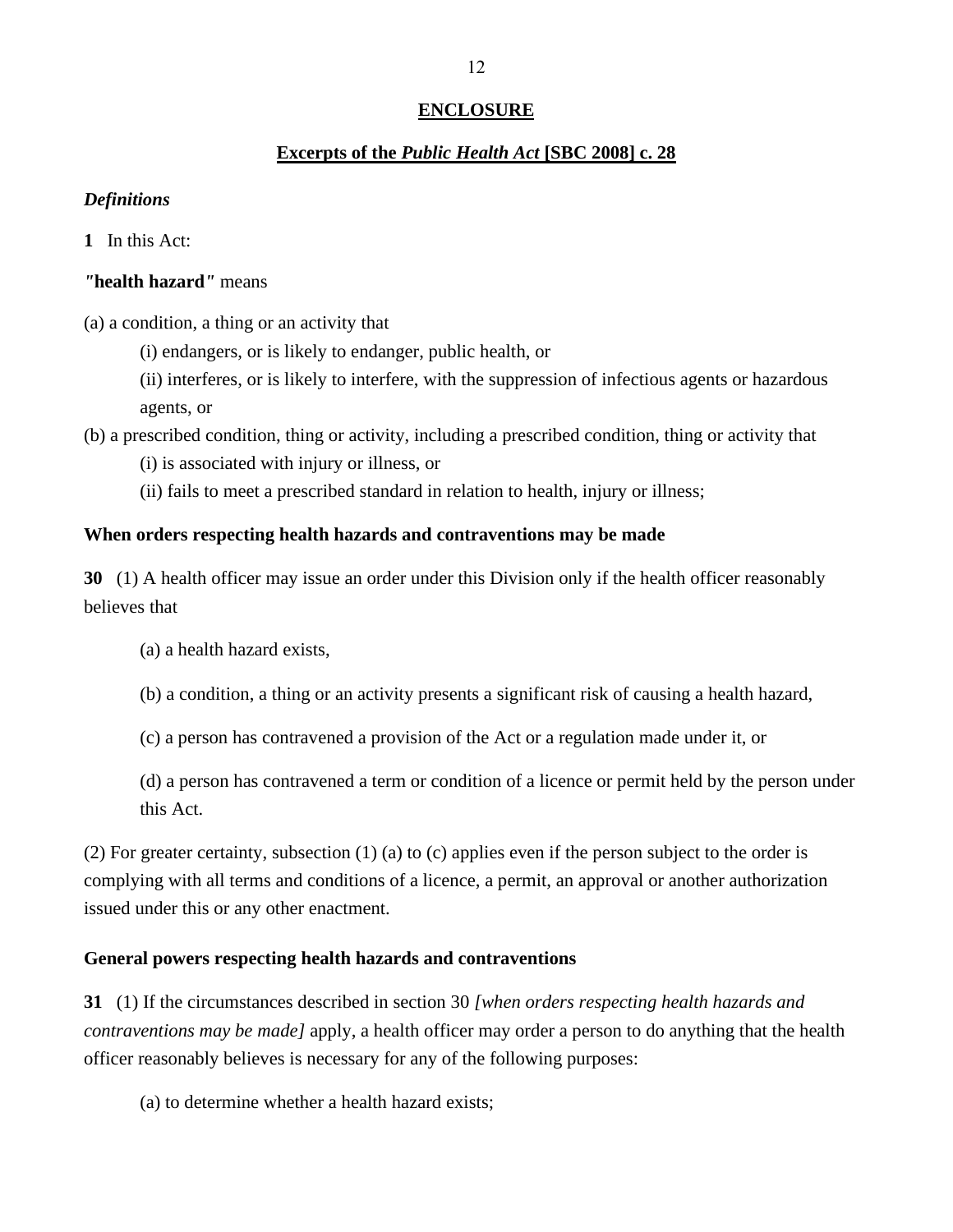## ENCLOSURE

## Excerpts of the *Public Health Act* [SBC 2008] c. 28

***Definitions***

**1** In this Act:

***"*health hazard*"*** means

(a) a condition, a thing or an activity that

(i) endangers, or is likely to endanger, public health, or

(ii) interferes, or is likely to interfere, with the suppression of infectious agents or hazardous agents, or

(b) a prescribed condition, thing or activity, including a prescribed condition, thing or activity that

(i) is associated with injury or illness, or

(ii) fails to meet a prescribed standard in relation to health, injury or illness;

**When orders respecting health hazards and contraventions may be made**

**30** (1) A health officer may issue an order under this Division only if the health officer reasonably believes that

(a) a health hazard exists,

(b) a condition, a thing or an activity presents a significant risk of causing a health hazard,

(c) a person has contravened a provision of the Act or a regulation made under it, or

(d) a person has contravened a term or condition of a licence or permit held by the person under this Act.

(2) For greater certainty, subsection (1) (a) to (c) applies even if the person subject to the order is complying with all terms and conditions of a licence, a permit, an approval or another authorization issued under this or any other enactment.

**General powers respecting health hazards and contraventions**

**31** (1) If the circumstances described in section 30 *[when orders respecting health hazards and contraventions may be made]* apply, a health officer may order a person to do anything that the health officer reasonably believes is necessary for any of the following purposes:

(a) to determine whether a health hazard exists;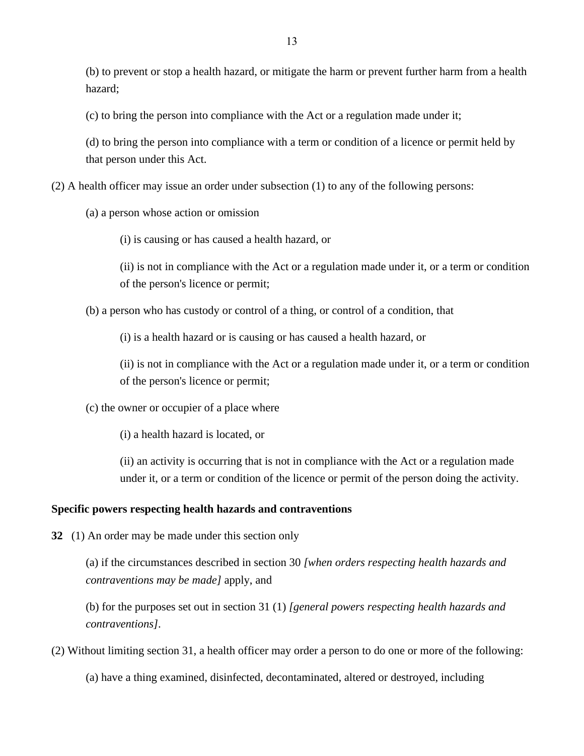(b) to prevent or stop a health hazard, or mitigate the harm or prevent further harm from a health hazard;

(c) to bring the person into compliance with the Act or a regulation made under it;

(d) to bring the person into compliance with a term or condition of a licence or permit held by that person under this Act.

(2) A health officer may issue an order under subsection (1) to any of the following persons:

(a) a person whose action or omission

(i) is causing or has caused a health hazard, or

(ii) is not in compliance with the Act or a regulation made under it, or a term or condition of the person's licence or permit;

(b) a person who has custody or control of a thing, or control of a condition, that

(i) is a health hazard or is causing or has caused a health hazard, or

(ii) is not in compliance with the Act or a regulation made under it, or a term or condition of the person's licence or permit;

(c) the owner or occupier of a place where

(i) a health hazard is located, or

(ii) an activity is occurring that is not in compliance with the Act or a regulation made under it, or a term or condition of the licence or permit of the person doing the activity.

**Specific powers respecting health hazards and contraventions**

**32** (1) An order may be made under this section only

(a) if the circumstances described in section 30 *[when orders respecting health hazards and contraventions may be made]* apply, and

(b) for the purposes set out in section 31 (1) *[general powers respecting health hazards and contraventions]*.

(2) Without limiting section 31, a health officer may order a person to do one or more of the following:

(a) have a thing examined, disinfected, decontaminated, altered or destroyed, including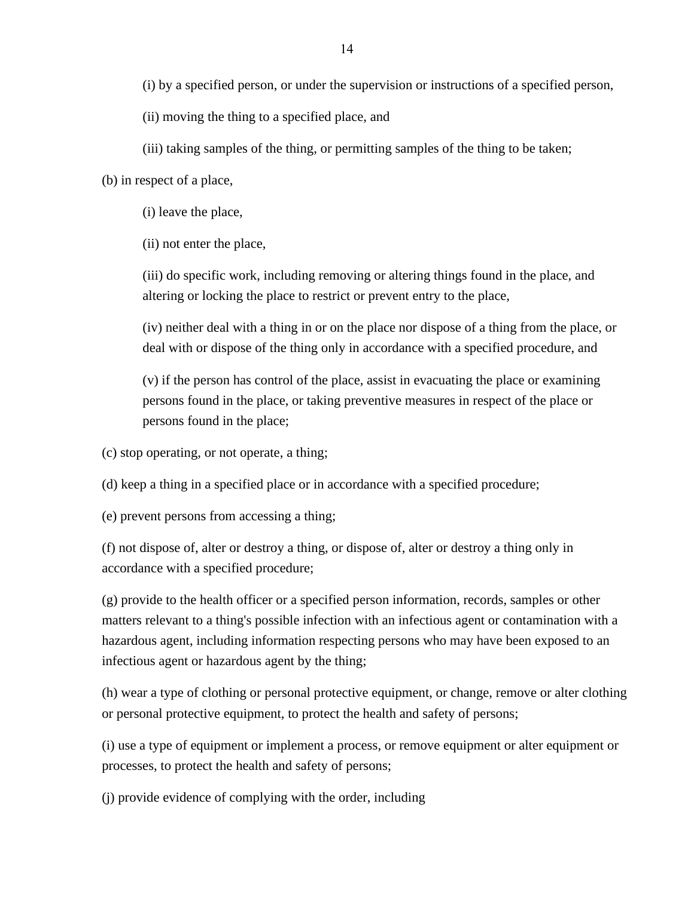(i) by a specified person, or under the supervision or instructions of a specified person,

(ii) moving the thing to a specified place, and

(iii) taking samples of the thing, or permitting samples of the thing to be taken;

(b) in respect of a place,

(i) leave the place,

(ii) not enter the place,

(iii) do specific work, including removing or altering things found in the place, and altering or locking the place to restrict or prevent entry to the place,

(iv) neither deal with a thing in or on the place nor dispose of a thing from the place, or deal with or dispose of the thing only in accordance with a specified procedure, and

(v) if the person has control of the place, assist in evacuating the place or examining persons found in the place, or taking preventive measures in respect of the place or persons found in the place;

(c) stop operating, or not operate, a thing;

(d) keep a thing in a specified place or in accordance with a specified procedure;

(e) prevent persons from accessing a thing;

(f) not dispose of, alter or destroy a thing, or dispose of, alter or destroy a thing only in accordance with a specified procedure;

(g) provide to the health officer or a specified person information, records, samples or other matters relevant to a thing's possible infection with an infectious agent or contamination with a hazardous agent, including information respecting persons who may have been exposed to an infectious agent or hazardous agent by the thing;

(h) wear a type of clothing or personal protective equipment, or change, remove or alter clothing or personal protective equipment, to protect the health and safety of persons;

(i) use a type of equipment or implement a process, or remove equipment or alter equipment or processes, to protect the health and safety of persons;

(j) provide evidence of complying with the order, including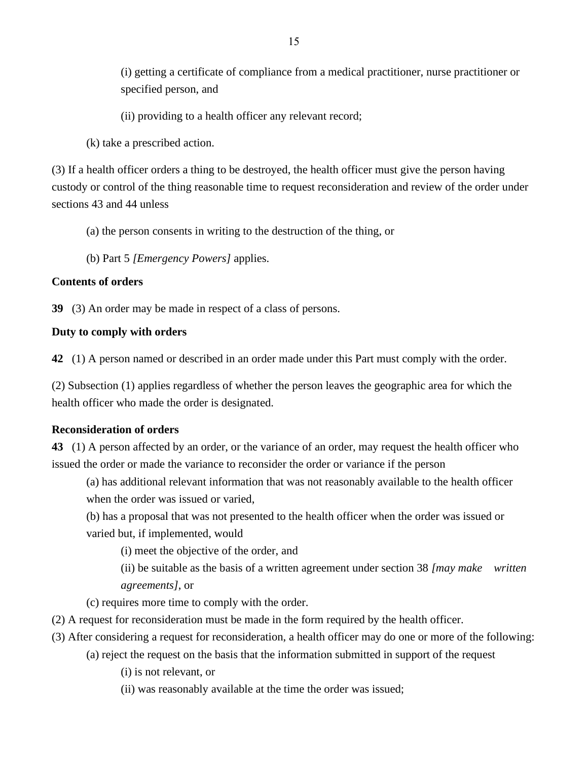(i) getting a certificate of compliance from a medical practitioner, nurse practitioner or specified person, and

(ii) providing to a health officer any relevant record;

(k) take a prescribed action.

(3) If a health officer orders a thing to be destroyed, the health officer must give the person having custody or control of the thing reasonable time to request reconsideration and review of the order under sections 43 and 44 unless

(a) the person consents in writing to the destruction of the thing, or

(b) Part 5 *[Emergency Powers]* applies.

**Contents of orders**

**39** (3) An order may be made in respect of a class of persons.

**Duty to comply with orders**

**42** (1) A person named or described in an order made under this Part must comply with the order.

(2) Subsection (1) applies regardless of whether the person leaves the geographic area for which the health officer who made the order is designated.

**Reconsideration of orders**

**43** (1) A person affected by an order, or the variance of an order, may request the health officer who issued the order or made the variance to reconsider the order or variance if the person

(a) has additional relevant information that was not reasonably available to the health officer when the order was issued or varied,

(b) has a proposal that was not presented to the health officer when the order was issued or varied but, if implemented, would

(i) meet the objective of the order, and

(ii) be suitable as the basis of a written agreement under section 38 *[may make written agreements]*, or

(c) requires more time to comply with the order.

(2) A request for reconsideration must be made in the form required by the health officer.

(3) After considering a request for reconsideration, a health officer may do one or more of the following:

(a) reject the request on the basis that the information submitted in support of the request

(i) is not relevant, or

(ii) was reasonably available at the time the order was issued;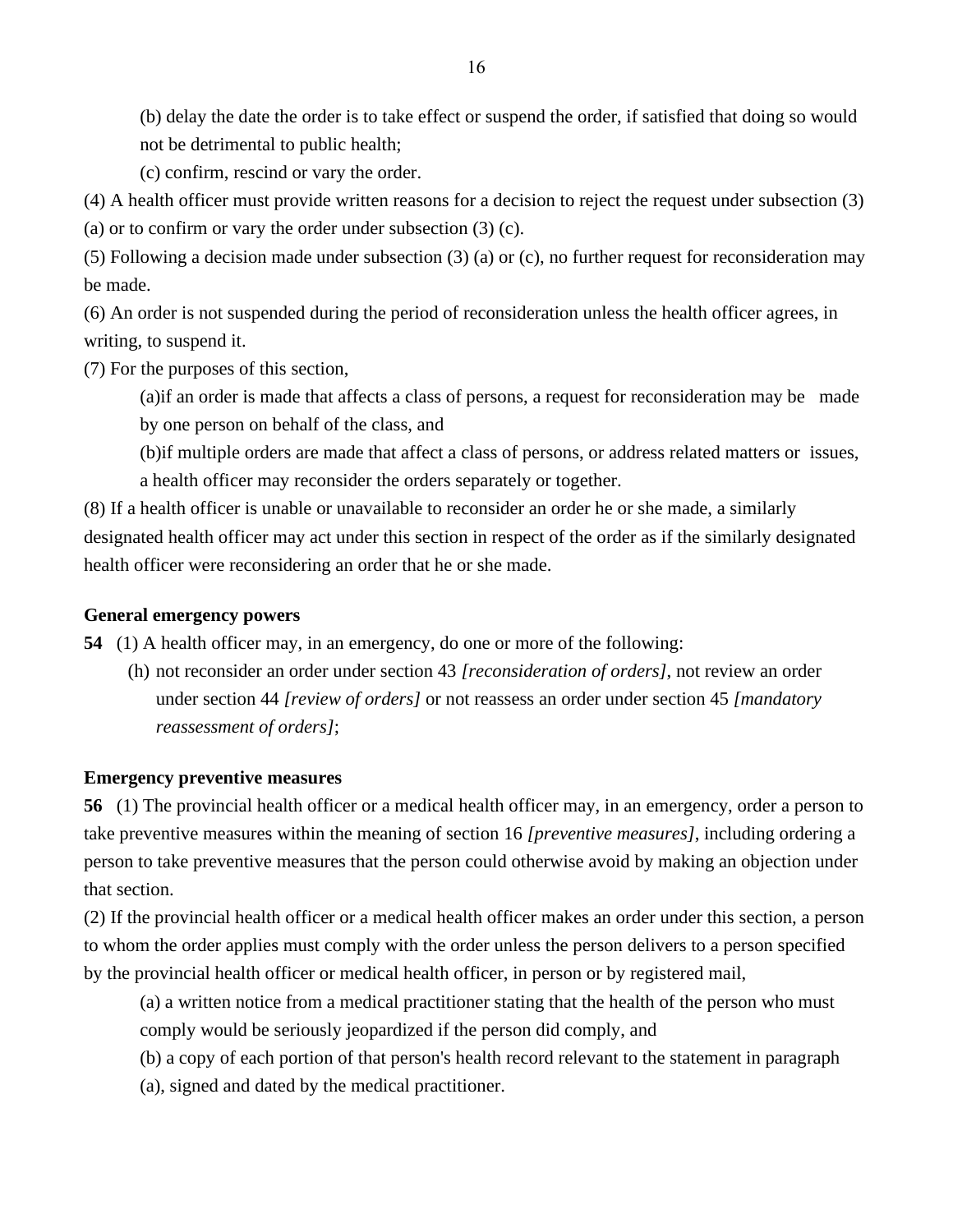(b) delay the date the order is to take effect or suspend the order, if satisfied that doing so would not be detrimental to public health;

(c) confirm, rescind or vary the order.

(4) A health officer must provide written reasons for a decision to reject the request under subsection (3) (a) or to confirm or vary the order under subsection (3) (c).

(5) Following a decision made under subsection (3) (a) or (c), no further request for reconsideration may be made.

(6) An order is not suspended during the period of reconsideration unless the health officer agrees, in writing, to suspend it.

(7) For the purposes of this section,

(a)if an order is made that affects a class of persons, a request for reconsideration may be made by one person on behalf of the class, and

(b)if multiple orders are made that affect a class of persons, or address related matters or issues, a health officer may reconsider the orders separately or together.

(8) If a health officer is unable or unavailable to reconsider an order he or she made, a similarly designated health officer may act under this section in respect of the order as if the similarly designated health officer were reconsidering an order that he or she made.

**General emergency powers**

**54** (1) A health officer may, in an emergency, do one or more of the following:

(h) not reconsider an order under section 43 *[reconsideration of orders]*, not review an order under section 44 *[review of orders]* or not reassess an order under section 45 *[mandatory reassessment of orders]*;

**Emergency preventive measures**

**56** (1) The provincial health officer or a medical health officer may, in an emergency, order a person to take preventive measures within the meaning of section 16 *[preventive measures]*, including ordering a person to take preventive measures that the person could otherwise avoid by making an objection under that section.

(2) If the provincial health officer or a medical health officer makes an order under this section, a person to whom the order applies must comply with the order unless the person delivers to a person specified by the provincial health officer or medical health officer, in person or by registered mail,

(a) a written notice from a medical practitioner stating that the health of the person who must comply would be seriously jeopardized if the person did comply, and

(b) a copy of each portion of that person's health record relevant to the statement in paragraph (a), signed and dated by the medical practitioner.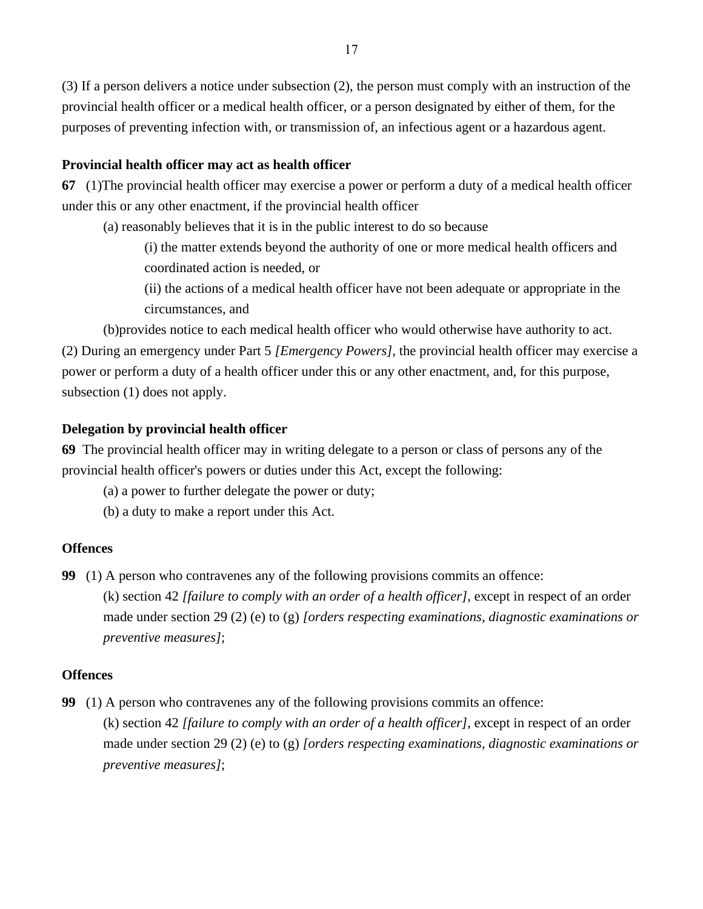(3) If a person delivers a notice under subsection (2), the person must comply with an instruction of the provincial health officer or a medical health officer, or a person designated by either of them, for the purposes of preventing infection with, or transmission of, an infectious agent or a hazardous agent.

**Provincial health officer may act as health officer**

**67** (1)The provincial health officer may exercise a power or perform a duty of a medical health officer under this or any other enactment, if the provincial health officer

(a) reasonably believes that it is in the public interest to do so because

(i) the matter extends beyond the authority of one or more medical health officers and coordinated action is needed, or

(ii) the actions of a medical health officer have not been adequate or appropriate in the circumstances, and

(b)provides notice to each medical health officer who would otherwise have authority to act.

(2) During an emergency under Part 5 *[Emergency Powers]*, the provincial health officer may exercise a power or perform a duty of a health officer under this or any other enactment, and, for this purpose, subsection (1) does not apply.

**Delegation by provincial health officer**

**69** The provincial health officer may in writing delegate to a person or class of persons any of the provincial health officer's powers or duties under this Act, except the following:

(a) a power to further delegate the power or duty;

(b) a duty to make a report under this Act.

**Offences**

**99** (1) A person who contravenes any of the following provisions commits an offence:

(k) section 42 *[failure to comply with an order of a health officer]*, except in respect of an order made under section 29 (2) (e) to (g) *[orders respecting examinations, diagnostic examinations or preventive measures]*;

**Offences**

**99** (1) A person who contravenes any of the following provisions commits an offence:

(k) section 42 *[failure to comply with an order of a health officer]*, except in respect of an order made under section 29 (2) (e) to (g) *[orders respecting examinations, diagnostic examinations or preventive measures]*;